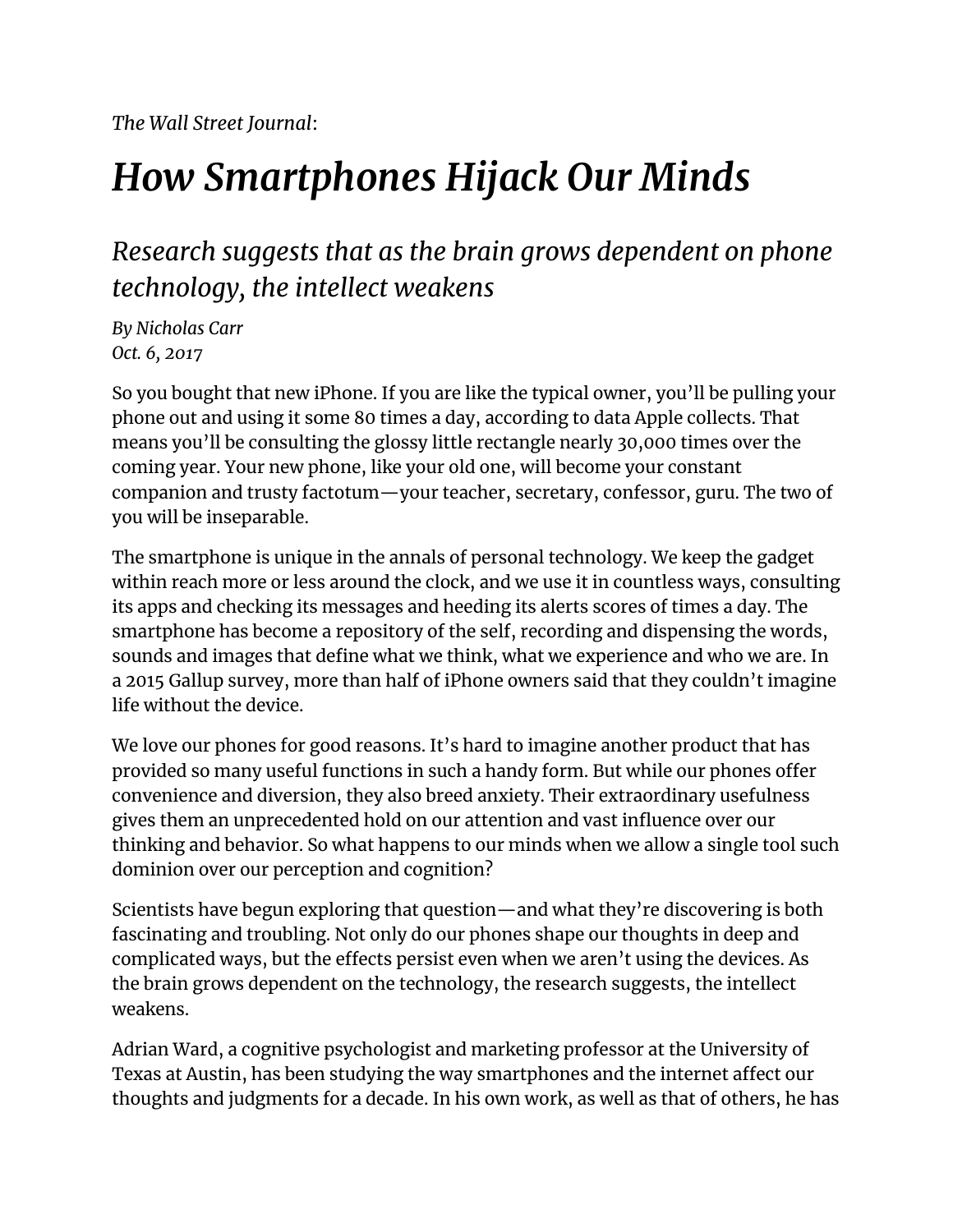*The Wall Street Journal*:

# *How Smartphones Hijack Our Minds*

## *Research suggests that as the brain grows dependent on phone technology, the intellect weakens*

*By Nicholas Carr*
*Oct. 6, 2017*

So you bought that new iPhone. If you are like the typical owner, you'll be pulling your phone out and using it some 80 times a day, according to data Apple collects. That means you'll be consulting the glossy little rectangle nearly 30,000 times over the coming year. Your new phone, like your old one, will become your constant companion and trusty factotum—your teacher, secretary, confessor, guru. The two of you will be inseparable.

The smartphone is unique in the annals of personal technology. We keep the gadget within reach more or less around the clock, and we use it in countless ways, consulting its apps and checking its messages and heeding its alerts scores of times a day. The smartphone has become a repository of the self, recording and dispensing the words, sounds and images that define what we think, what we experience and who we are. In a 2015 Gallup survey, more than half of iPhone owners said that they couldn't imagine life without the device.

We love our phones for good reasons. It's hard to imagine another product that has provided so many useful functions in such a handy form. But while our phones offer convenience and diversion, they also breed anxiety. Their extraordinary usefulness gives them an unprecedented hold on our attention and vast influence over our thinking and behavior. So what happens to our minds when we allow a single tool such dominion over our perception and cognition?

Scientists have begun exploring that question—and what they're discovering is both fascinating and troubling. Not only do our phones shape our thoughts in deep and complicated ways, but the effects persist even when we aren't using the devices. As the brain grows dependent on the technology, the research suggests, the intellect weakens.

Adrian Ward, a cognitive psychologist and marketing professor at the University of Texas at Austin, has been studying the way smartphones and the internet affect our thoughts and judgments for a decade. In his own work, as well as that of others, he has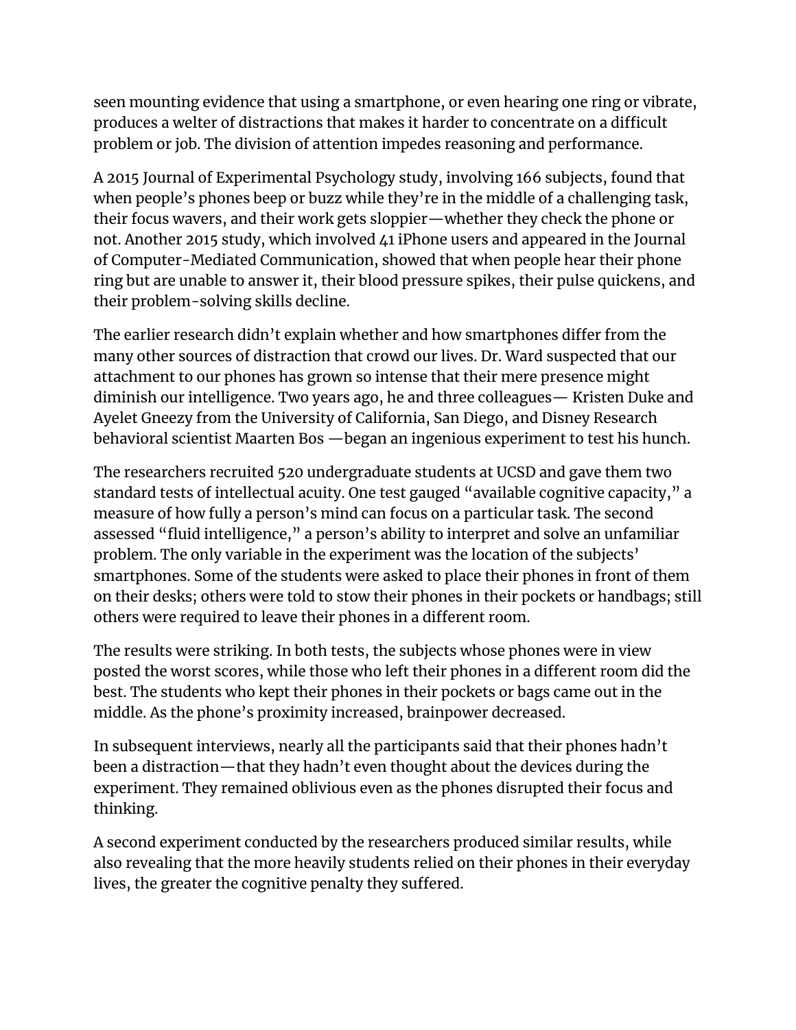seen mounting evidence that using a smartphone, or even hearing one ring or vibrate, produces a welter of distractions that makes it harder to concentrate on a difficult problem or job. The division of attention impedes reasoning and performance.

A 2015 Journal of Experimental Psychology study, involving 166 subjects, found that when people's phones beep or buzz while they're in the middle of a challenging task, their focus wavers, and their work gets sloppier—whether they check the phone or not. Another 2015 study, which involved 41 iPhone users and appeared in the Journal of Computer-Mediated Communication, showed that when people hear their phone ring but are unable to answer it, their blood pressure spikes, their pulse quickens, and their problem-solving skills decline.

The earlier research didn't explain whether and how smartphones differ from the many other sources of distraction that crowd our lives. Dr. Ward suspected that our attachment to our phones has grown so intense that their mere presence might diminish our intelligence. Two years ago, he and three colleagues— Kristen Duke and Ayelet Gneezy from the University of California, San Diego, and Disney Research behavioral scientist Maarten Bos —began an ingenious experiment to test his hunch.

The researchers recruited 520 undergraduate students at UCSD and gave them two standard tests of intellectual acuity. One test gauged "available cognitive capacity," a measure of how fully a person's mind can focus on a particular task. The second assessed "fluid intelligence," a person's ability to interpret and solve an unfamiliar problem. The only variable in the experiment was the location of the subjects' smartphones. Some of the students were asked to place their phones in front of them on their desks; others were told to stow their phones in their pockets or handbags; still others were required to leave their phones in a different room.

The results were striking. In both tests, the subjects whose phones were in view posted the worst scores, while those who left their phones in a different room did the best. The students who kept their phones in their pockets or bags came out in the middle. As the phone's proximity increased, brainpower decreased.

In subsequent interviews, nearly all the participants said that their phones hadn't been a distraction—that they hadn't even thought about the devices during the experiment. They remained oblivious even as the phones disrupted their focus and thinking.

A second experiment conducted by the researchers produced similar results, while also revealing that the more heavily students relied on their phones in their everyday lives, the greater the cognitive penalty they suffered.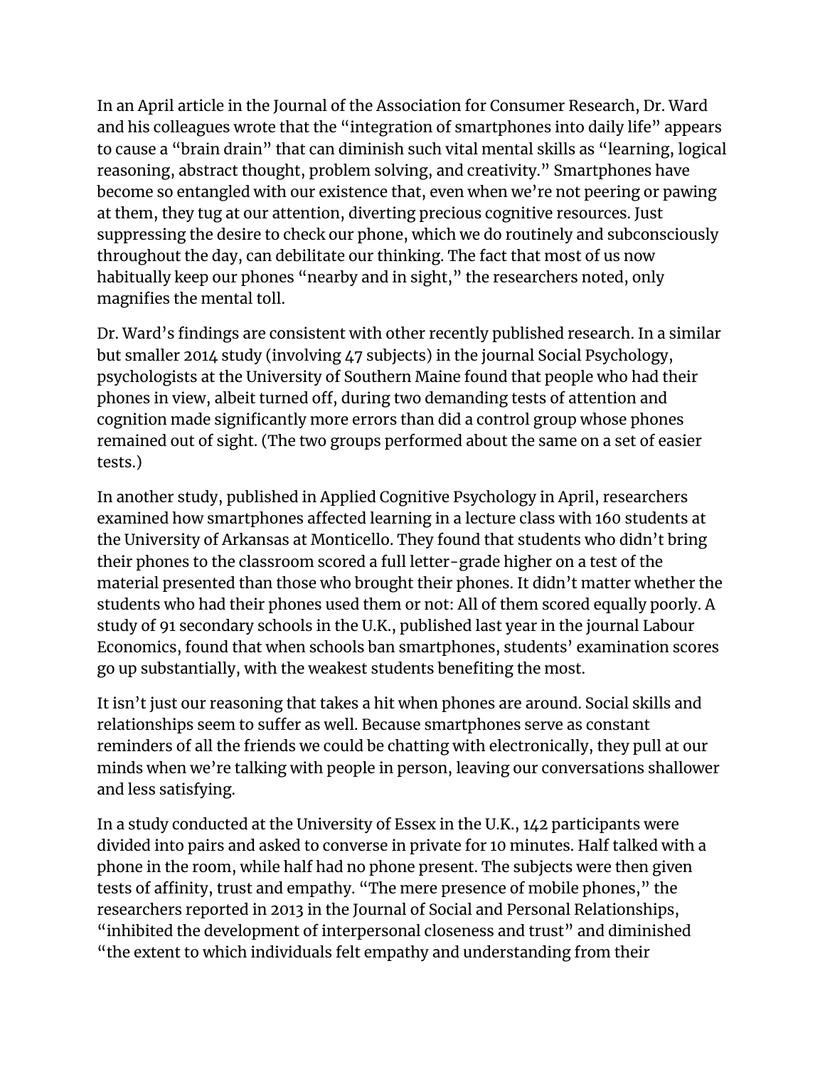In an April article in the Journal of the Association for Consumer Research, Dr. Ward and his colleagues wrote that the "integration of smartphones into daily life" appears to cause a "brain drain" that can diminish such vital mental skills as "learning, logical reasoning, abstract thought, problem solving, and creativity." Smartphones have become so entangled with our existence that, even when we're not peering or pawing at them, they tug at our attention, diverting precious cognitive resources. Just suppressing the desire to check our phone, which we do routinely and subconsciously throughout the day, can debilitate our thinking. The fact that most of us now habitually keep our phones "nearby and in sight," the researchers noted, only magnifies the mental toll.

Dr. Ward's findings are consistent with other recently published research. In a similar but smaller 2014 study (involving 47 subjects) in the journal Social Psychology, psychologists at the University of Southern Maine found that people who had their phones in view, albeit turned off, during two demanding tests of attention and cognition made significantly more errors than did a control group whose phones remained out of sight. (The two groups performed about the same on a set of easier tests.)

In another study, published in Applied Cognitive Psychology in April, researchers examined how smartphones affected learning in a lecture class with 160 students at the University of Arkansas at Monticello. They found that students who didn't bring their phones to the classroom scored a full letter-grade higher on a test of the material presented than those who brought their phones. It didn't matter whether the students who had their phones used them or not: All of them scored equally poorly. A study of 91 secondary schools in the U.K., published last year in the journal Labour Economics, found that when schools ban smartphones, students' examination scores go up substantially, with the weakest students benefiting the most.

It isn't just our reasoning that takes a hit when phones are around. Social skills and relationships seem to suffer as well. Because smartphones serve as constant reminders of all the friends we could be chatting with electronically, they pull at our minds when we're talking with people in person, leaving our conversations shallower and less satisfying.

In a study conducted at the University of Essex in the U.K., 142 participants were divided into pairs and asked to converse in private for 10 minutes. Half talked with a phone in the room, while half had no phone present. The subjects were then given tests of affinity, trust and empathy. "The mere presence of mobile phones," the researchers reported in 2013 in the Journal of Social and Personal Relationships, "inhibited the development of interpersonal closeness and trust" and diminished "the extent to which individuals felt empathy and understanding from their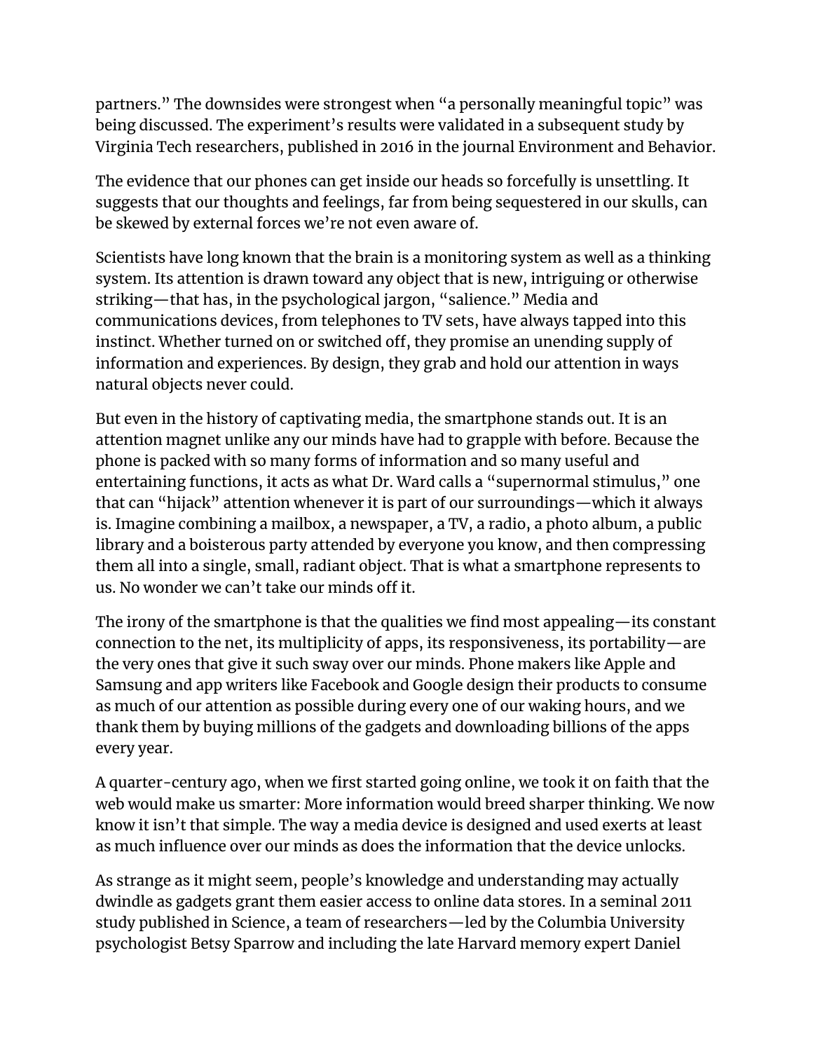partners." The downsides were strongest when "a personally meaningful topic" was being discussed. The experiment's results were validated in a subsequent study by Virginia Tech researchers, published in 2016 in the journal Environment and Behavior.

The evidence that our phones can get inside our heads so forcefully is unsettling. It suggests that our thoughts and feelings, far from being sequestered in our skulls, can be skewed by external forces we're not even aware of.

Scientists have long known that the brain is a monitoring system as well as a thinking system. Its attention is drawn toward any object that is new, intriguing or otherwise striking—that has, in the psychological jargon, "salience." Media and communications devices, from telephones to TV sets, have always tapped into this instinct. Whether turned on or switched off, they promise an unending supply of information and experiences. By design, they grab and hold our attention in ways natural objects never could.

But even in the history of captivating media, the smartphone stands out. It is an attention magnet unlike any our minds have had to grapple with before. Because the phone is packed with so many forms of information and so many useful and entertaining functions, it acts as what Dr. Ward calls a "supernormal stimulus," one that can "hijack" attention whenever it is part of our surroundings—which it always is. Imagine combining a mailbox, a newspaper, a TV, a radio, a photo album, a public library and a boisterous party attended by everyone you know, and then compressing them all into a single, small, radiant object. That is what a smartphone represents to us. No wonder we can't take our minds off it.

The irony of the smartphone is that the qualities we find most appealing—its constant connection to the net, its multiplicity of apps, its responsiveness, its portability—are the very ones that give it such sway over our minds. Phone makers like Apple and Samsung and app writers like Facebook and Google design their products to consume as much of our attention as possible during every one of our waking hours, and we thank them by buying millions of the gadgets and downloading billions of the apps every year.

A quarter-century ago, when we first started going online, we took it on faith that the web would make us smarter: More information would breed sharper thinking. We now know it isn't that simple. The way a media device is designed and used exerts at least as much influence over our minds as does the information that the device unlocks.

As strange as it might seem, people's knowledge and understanding may actually dwindle as gadgets grant them easier access to online data stores. In a seminal 2011 study published in Science, a team of researchers—led by the Columbia University psychologist Betsy Sparrow and including the late Harvard memory expert Daniel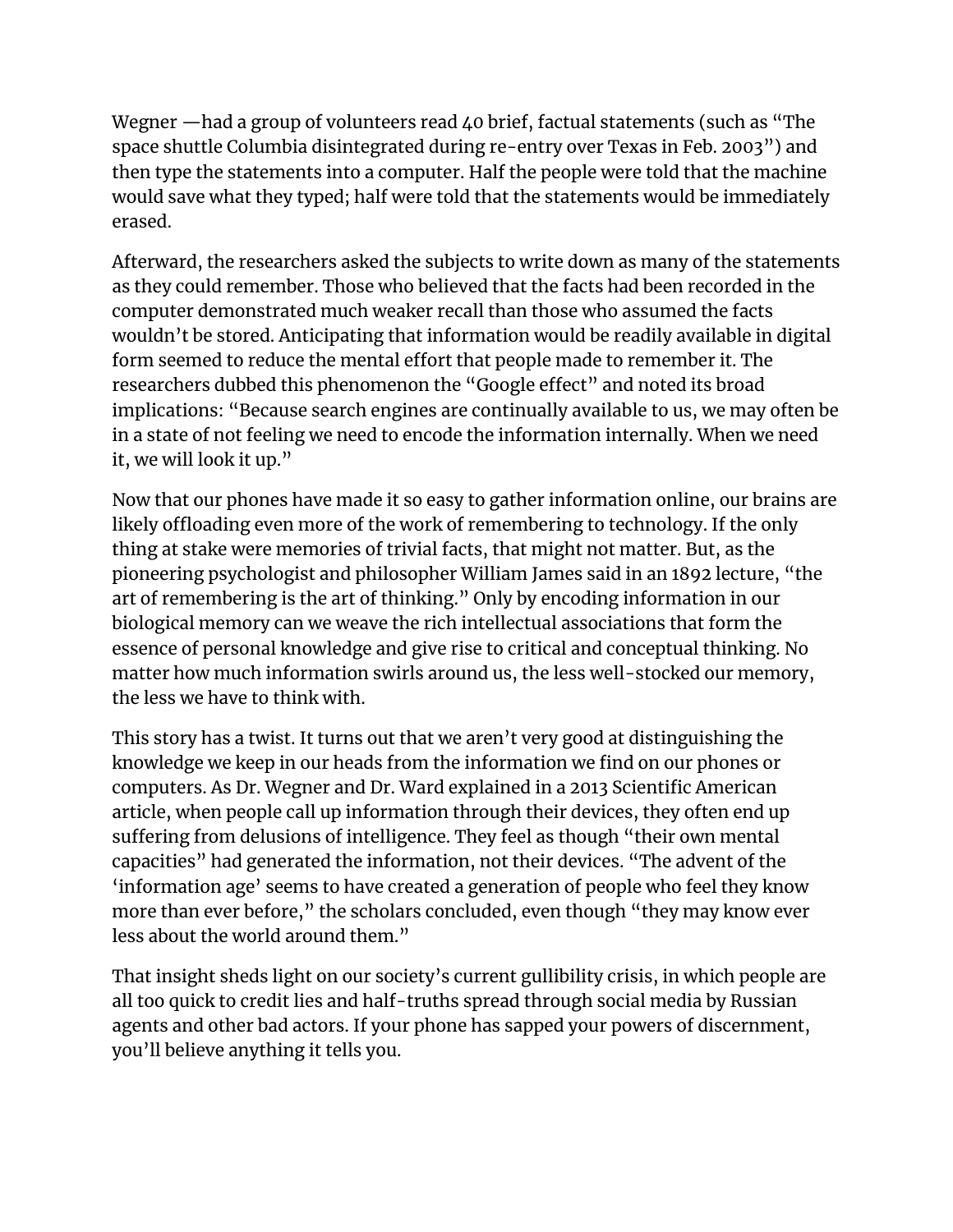Wegner —had a group of volunteers read 40 brief, factual statements (such as "The space shuttle Columbia disintegrated during re-entry over Texas in Feb. 2003") and then type the statements into a computer. Half the people were told that the machine would save what they typed; half were told that the statements would be immediately erased.

Afterward, the researchers asked the subjects to write down as many of the statements as they could remember. Those who believed that the facts had been recorded in the computer demonstrated much weaker recall than those who assumed the facts wouldn't be stored. Anticipating that information would be readily available in digital form seemed to reduce the mental effort that people made to remember it. The researchers dubbed this phenomenon the "Google effect" and noted its broad implications: "Because search engines are continually available to us, we may often be in a state of not feeling we need to encode the information internally. When we need it, we will look it up."

Now that our phones have made it so easy to gather information online, our brains are likely offloading even more of the work of remembering to technology. If the only thing at stake were memories of trivial facts, that might not matter. But, as the pioneering psychologist and philosopher William James said in an 1892 lecture, "the art of remembering is the art of thinking." Only by encoding information in our biological memory can we weave the rich intellectual associations that form the essence of personal knowledge and give rise to critical and conceptual thinking. No matter how much information swirls around us, the less well-stocked our memory, the less we have to think with.

This story has a twist. It turns out that we aren't very good at distinguishing the knowledge we keep in our heads from the information we find on our phones or computers. As Dr. Wegner and Dr. Ward explained in a 2013 Scientific American article, when people call up information through their devices, they often end up suffering from delusions of intelligence. They feel as though "their own mental capacities" had generated the information, not their devices. "The advent of the 'information age' seems to have created a generation of people who feel they know more than ever before," the scholars concluded, even though "they may know ever less about the world around them."

That insight sheds light on our society's current gullibility crisis, in which people are all too quick to credit lies and half-truths spread through social media by Russian agents and other bad actors. If your phone has sapped your powers of discernment, you'll believe anything it tells you.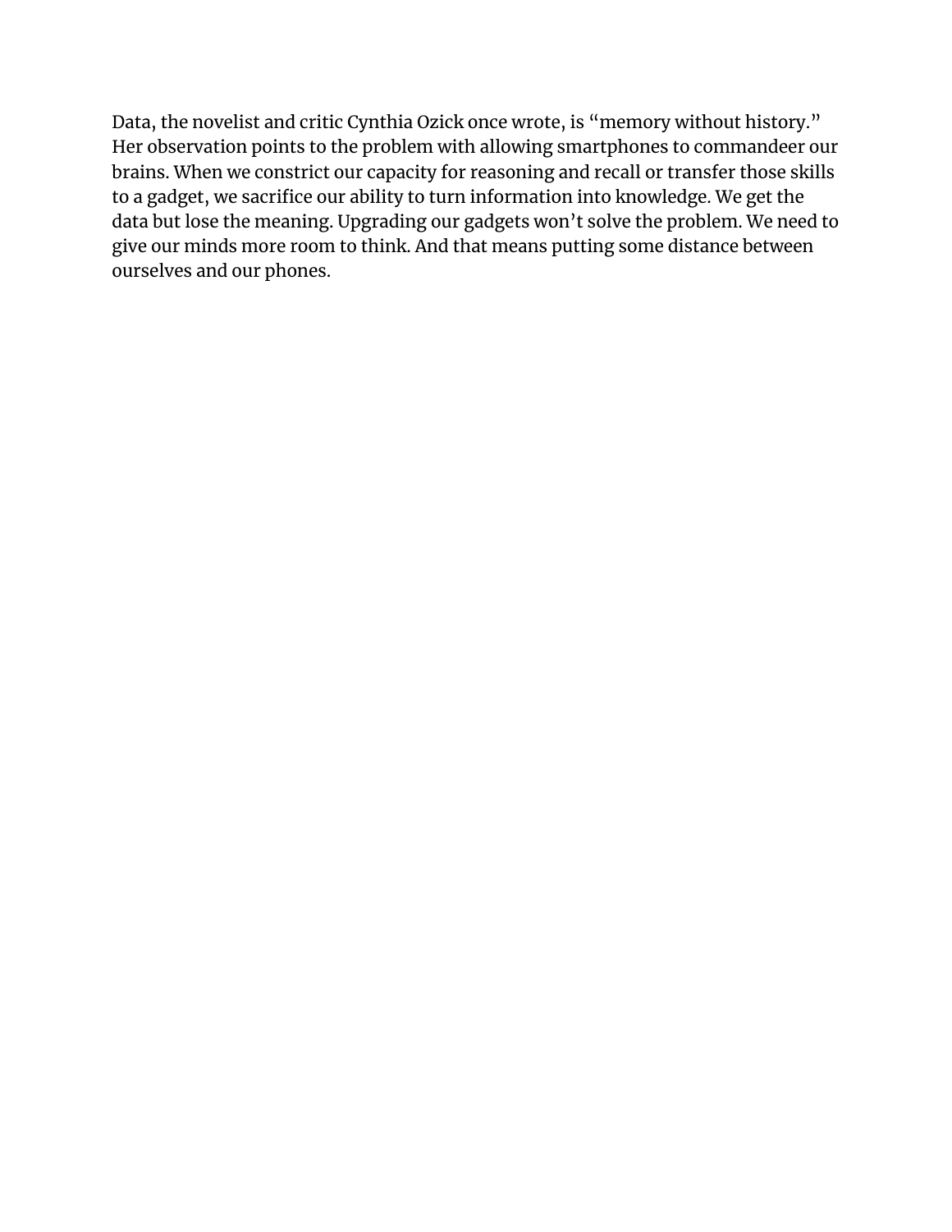Data, the novelist and critic Cynthia Ozick once wrote, is "memory without history." Her observation points to the problem with allowing smartphones to commandeer our brains. When we constrict our capacity for reasoning and recall or transfer those skills to a gadget, we sacrifice our ability to turn information into knowledge. We get the data but lose the meaning. Upgrading our gadgets won't solve the problem. We need to give our minds more room to think. And that means putting some distance between ourselves and our phones.